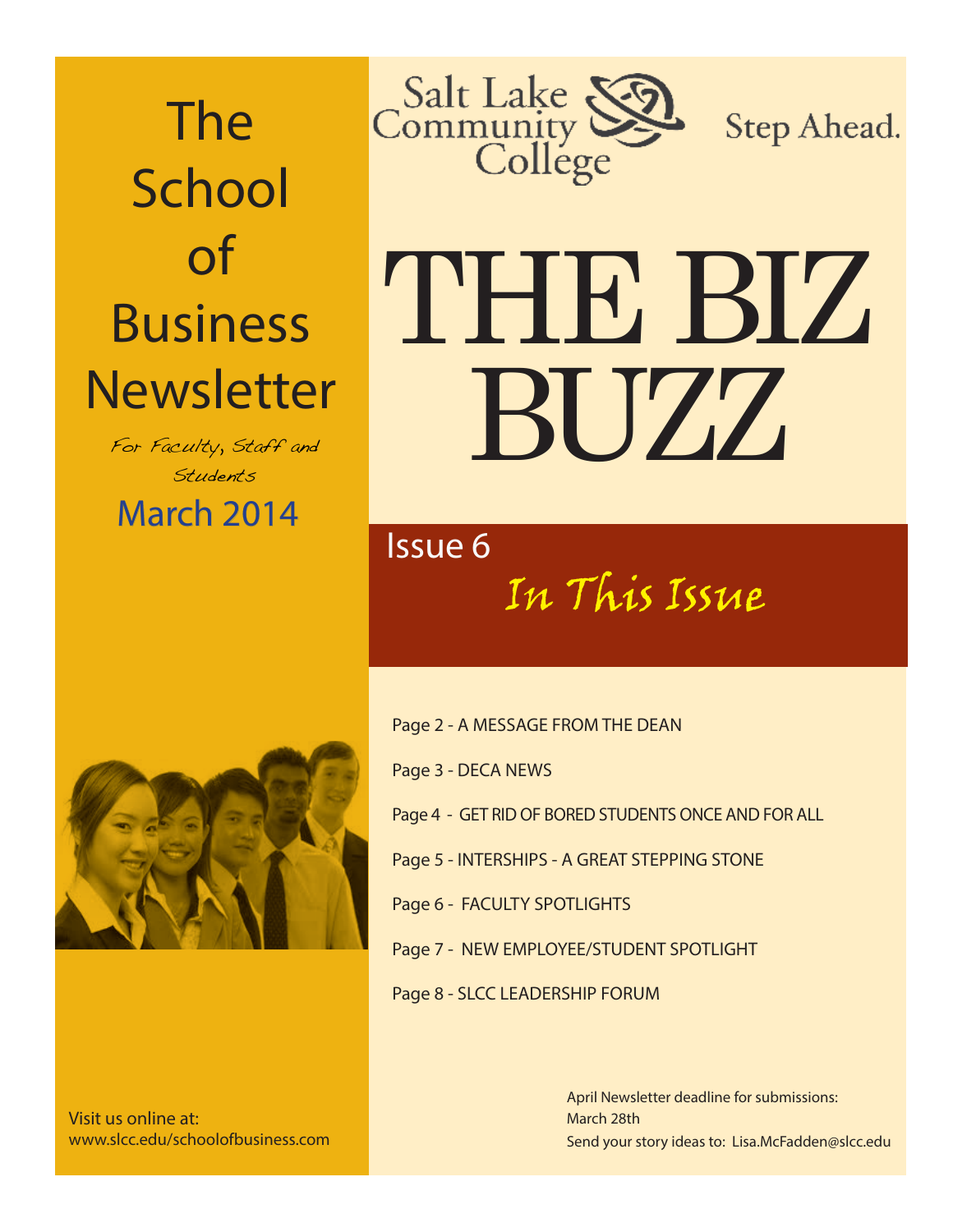# The School of Business Newsletter

*For Faculty, Staff and Students*

March 2014

Salt Lake Community College

Step Ahead.

# THE BIZ BUZZ

Issue 6

## *In This Issue*

- Page 2 - A MESSAGE FROM THE DEAN
- Page 3 - DECA NEWS
- Page 4 - GET RID OF BORED STUDENTS ONCE AND FOR ALL
- Page 5 - INTERSHIPS - A GREAT STEPPING STONE
- Page 6 - FACULTY SPOTLIGHTS
- Page 7 - NEW EMPLOYEE/STUDENT SPOTLIGHT
- Page 8 - SLCC LEADERSHIP FORUM

Visit us online at:
www.slcc.edu/schoolofbusiness.com

April Newsletter deadline for submissions:
March 28th
Send your story ideas to: Lisa.McFadden@slcc.edu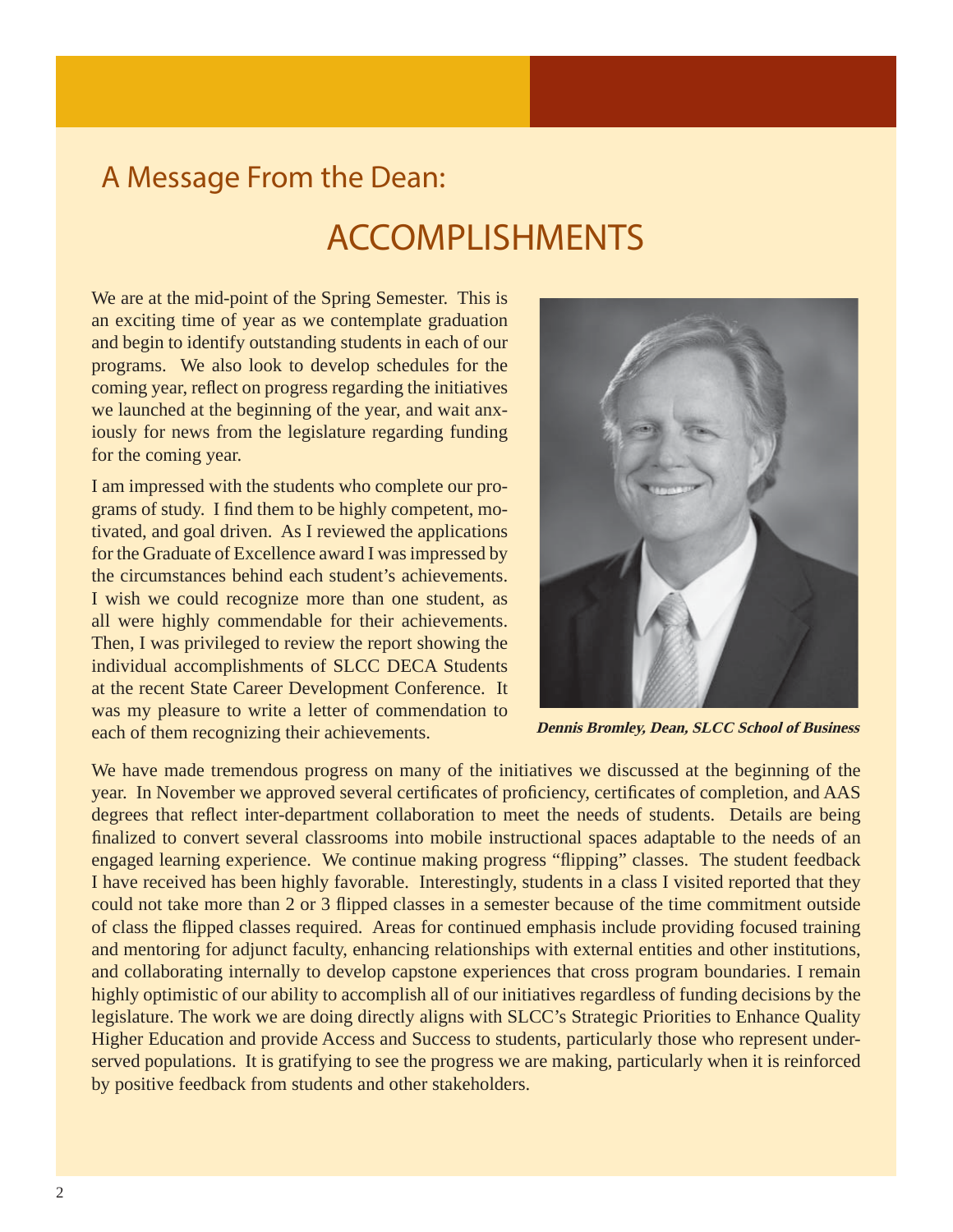## A Message From the Dean:

# ACCOMPLISHMENTS

We are at the mid-point of the Spring Semester. This is an exciting time of year as we contemplate graduation and begin to identify outstanding students in each of our programs. We also look to develop schedules for the coming year, reflect on progress regarding the initiatives we launched at the beginning of the year, and wait anxiously for news from the legislature regarding funding for the coming year.

I am impressed with the students who complete our programs of study. I find them to be highly competent, motivated, and goal driven. As I reviewed the applications for the Graduate of Excellence award I was impressed by the circumstances behind each student's achievements. I wish we could recognize more than one student, as all were highly commendable for their achievements. Then, I was privileged to review the report showing the individual accomplishments of SLCC DECA Students at the recent State Career Development Conference. It was my pleasure to write a letter of commendation to each of them recognizing their achievements.

***Dennis Bromley, Dean, SLCC School of Business***

We have made tremendous progress on many of the initiatives we discussed at the beginning of the year. In November we approved several certificates of proficiency, certificates of completion, and AAS degrees that reflect inter-department collaboration to meet the needs of students. Details are being finalized to convert several classrooms into mobile instructional spaces adaptable to the needs of an engaged learning experience. We continue making progress "flipping" classes. The student feedback I have received has been highly favorable. Interestingly, students in a class I visited reported that they could not take more than 2 or 3 flipped classes in a semester because of the time commitment outside of class the flipped classes required. Areas for continued emphasis include providing focused training and mentoring for adjunct faculty, enhancing relationships with external entities and other institutions, and collaborating internally to develop capstone experiences that cross program boundaries. I remain highly optimistic of our ability to accomplish all of our initiatives regardless of funding decisions by the legislature. The work we are doing directly aligns with SLCC's Strategic Priorities to Enhance Quality Higher Education and provide Access and Success to students, particularly those who represent underserved populations. It is gratifying to see the progress we are making, particularly when it is reinforced by positive feedback from students and other stakeholders.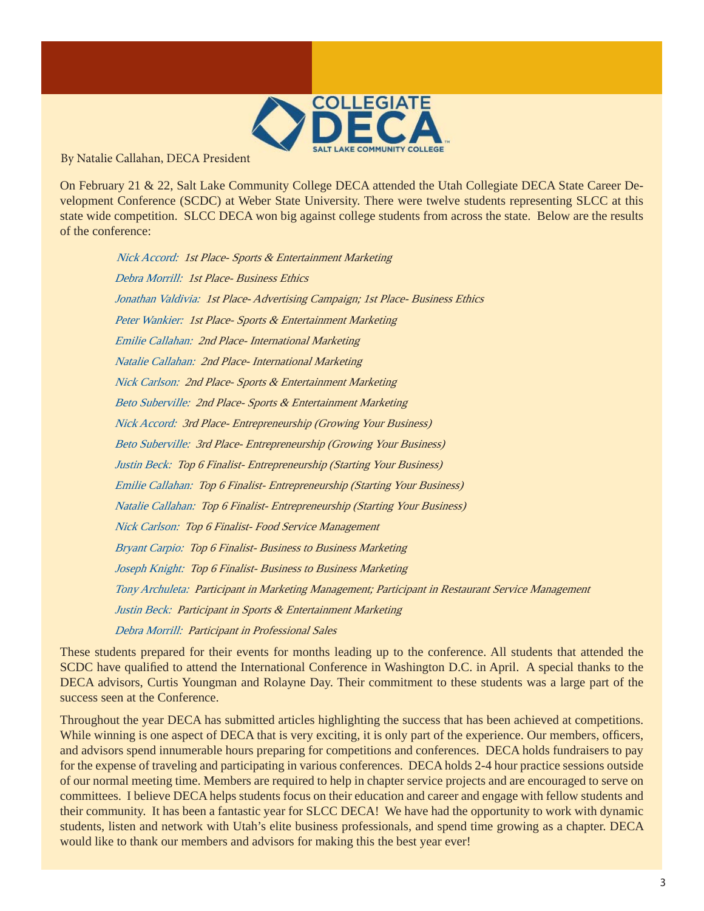COLLEGIATE DECA

SALT LAKE COMMUNITY COLLEGE

By Natalie Callahan, DECA President

On February 21 & 22, Salt Lake Community College DECA attended the Utah Collegiate DECA State Career Development Conference (SCDC) at Weber State University. There were twelve students representing SLCC at this state wide competition. SLCC DECA won big against college students from across the state. Below are the results of the conference:

*Nick Accord: 1st Place- Sports & Entertainment Marketing*

*Debra Morrill: 1st Place- Business Ethics*

*Jonathan Valdivia: 1st Place- Advertising Campaign; 1st Place- Business Ethics*

*Peter Wankier: 1st Place- Sports & Entertainment Marketing*

*Emilie Callahan: 2nd Place- International Marketing*

*Natalie Callahan: 2nd Place- International Marketing*

*Nick Carlson: 2nd Place- Sports & Entertainment Marketing*

*Beto Suberville: 2nd Place- Sports & Entertainment Marketing*

*Nick Accord: 3rd Place- Entrepreneurship (Growing Your Business)*

*Beto Suberville: 3rd Place- Entrepreneurship (Growing Your Business)*

*Justin Beck: Top 6 Finalist- Entrepreneurship (Starting Your Business)*

*Emilie Callahan: Top 6 Finalist- Entrepreneurship (Starting Your Business)*

*Natalie Callahan: Top 6 Finalist- Entrepreneurship (Starting Your Business)*

*Nick Carlson: Top 6 Finalist- Food Service Management*

*Bryant Carpio: Top 6 Finalist- Business to Business Marketing*

*Joseph Knight: Top 6 Finalist- Business to Business Marketing*

*Tony Archuleta: Participant in Marketing Management; Participant in Restaurant Service Management*

*Justin Beck: Participant in Sports & Entertainment Marketing*

*Debra Morrill: Participant in Professional Sales*

These students prepared for their events for months leading up to the conference. All students that attended the SCDC have qualified to attend the International Conference in Washington D.C. in April. A special thanks to the DECA advisors, Curtis Youngman and Rolayne Day. Their commitment to these students was a large part of the success seen at the Conference.

Throughout the year DECA has submitted articles highlighting the success that has been achieved at competitions. While winning is one aspect of DECA that is very exciting, it is only part of the experience. Our members, officers, and advisors spend innumerable hours preparing for competitions and conferences. DECA holds fundraisers to pay for the expense of traveling and participating in various conferences. DECA holds 2-4 hour practice sessions outside of our normal meeting time. Members are required to help in chapter service projects and are encouraged to serve on committees. I believe DECA helps students focus on their education and career and engage with fellow students and their community. It has been a fantastic year for SLCC DECA! We have had the opportunity to work with dynamic students, listen and network with Utah's elite business professionals, and spend time growing as a chapter. DECA would like to thank our members and advisors for making this the best year ever!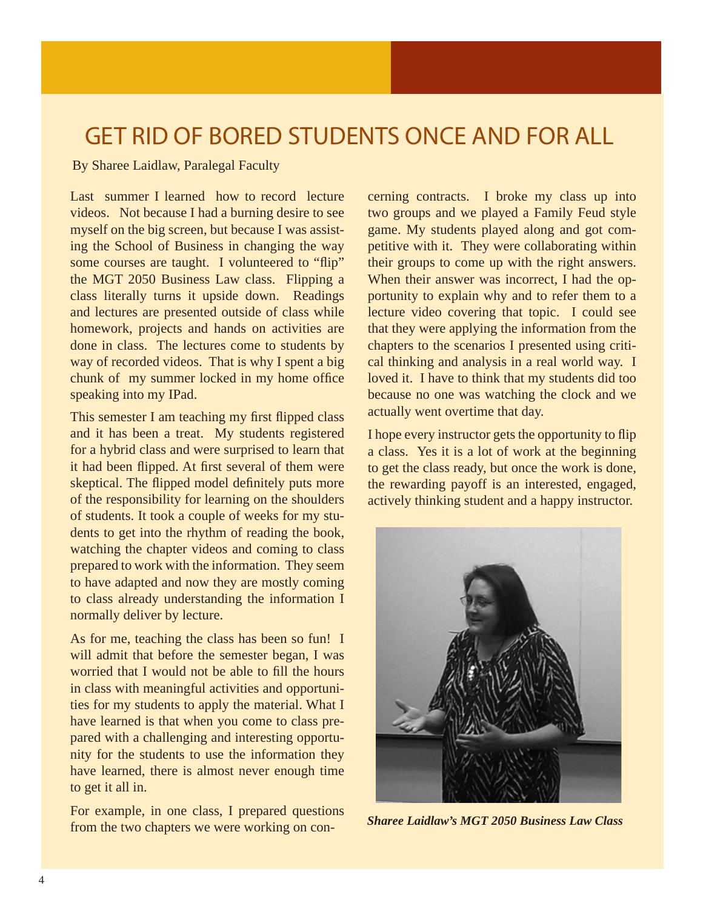# GET RID OF BORED STUDENTS ONCE AND FOR ALL

By Sharee Laidlaw, Paralegal Faculty

Last summer I learned how to record lecture videos. Not because I had a burning desire to see myself on the big screen, but because I was assisting the School of Business in changing the way some courses are taught. I volunteered to "flip" the MGT 2050 Business Law class. Flipping a class literally turns it upside down. Readings and lectures are presented outside of class while homework, projects and hands on activities are done in class. The lectures come to students by way of recorded videos. That is why I spent a big chunk of my summer locked in my home office speaking into my IPad.

This semester I am teaching my first flipped class and it has been a treat. My students registered for a hybrid class and were surprised to learn that it had been flipped. At first several of them were skeptical. The flipped model definitely puts more of the responsibility for learning on the shoulders of students. It took a couple of weeks for my students to get into the rhythm of reading the book, watching the chapter videos and coming to class prepared to work with the information. They seem to have adapted and now they are mostly coming to class already understanding the information I normally deliver by lecture.

As for me, teaching the class has been so fun! I will admit that before the semester began, I was worried that I would not be able to fill the hours in class with meaningful activities and opportunities for my students to apply the material. What I have learned is that when you come to class prepared with a challenging and interesting opportunity for the students to use the information they have learned, there is almost never enough time to get it all in.

For example, in one class, I prepared questions from the two chapters we were working on concerning contracts. I broke my class up into two groups and we played a Family Feud style game. My students played along and got competitive with it. They were collaborating within their groups to come up with the right answers. When their answer was incorrect, I had the opportunity to explain why and to refer them to a lecture video covering that topic. I could see that they were applying the information from the chapters to the scenarios I presented using critical thinking and analysis in a real world way. I loved it. I have to think that my students did too because no one was watching the clock and we actually went overtime that day.

I hope every instructor gets the opportunity to flip a class. Yes it is a lot of work at the beginning to get the class ready, but once the work is done, the rewarding payoff is an interested, engaged, actively thinking student and a happy instructor.

***Sharee Laidlaw's MGT 2050 Business Law Class***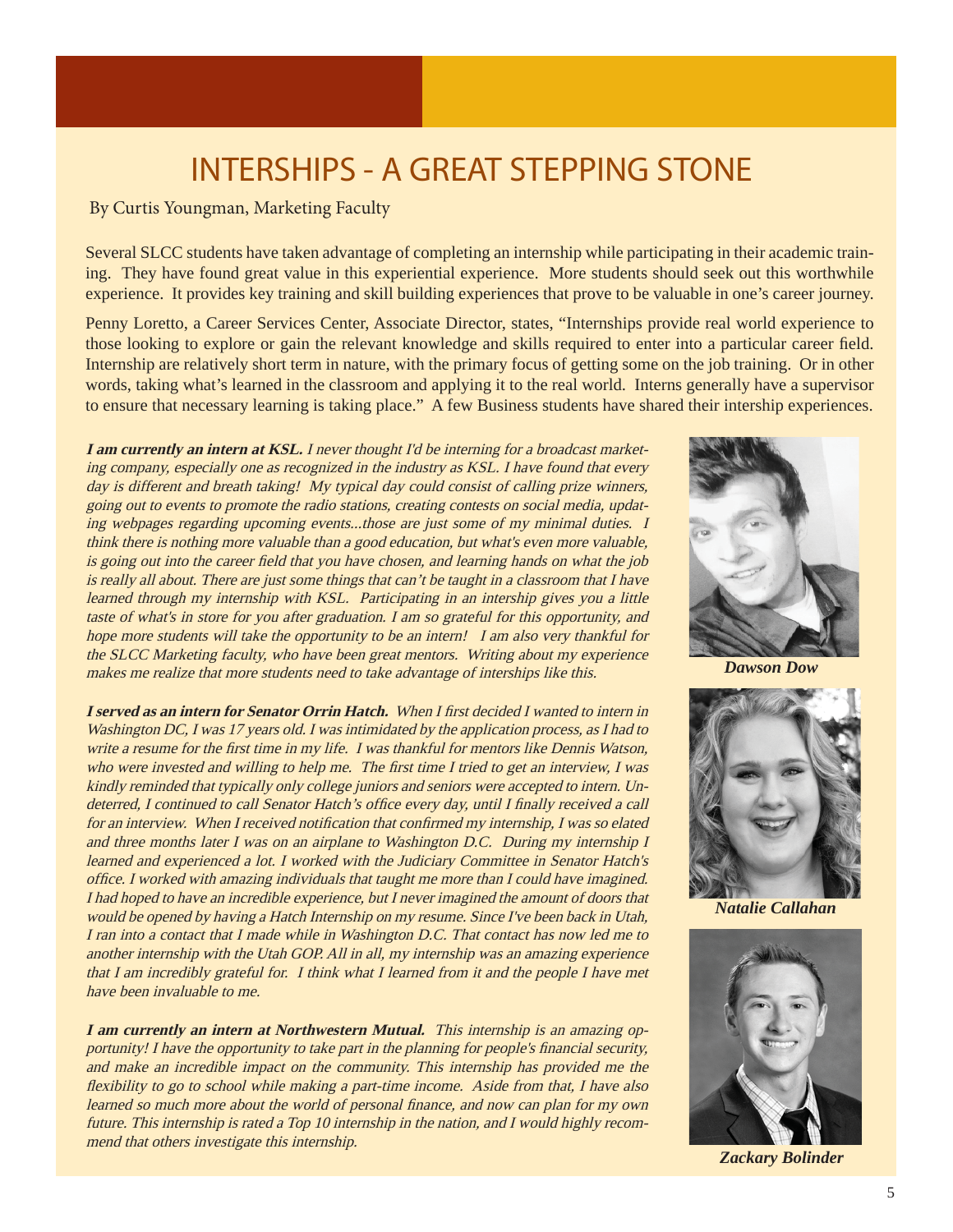# INTERSHIPS - A GREAT STEPPING STONE

By Curtis Youngman, Marketing Faculty

Several SLCC students have taken advantage of completing an internship while participating in their academic training. They have found great value in this experiential experience. More students should seek out this worthwhile experience. It provides key training and skill building experiences that prove to be valuable in one's career journey.

Penny Loretto, a Career Services Center, Associate Director, states, "Internships provide real world experience to those looking to explore or gain the relevant knowledge and skills required to enter into a particular career field. Internship are relatively short term in nature, with the primary focus of getting some on the job training. Or in other words, taking what's learned in the classroom and applying it to the real world. Interns generally have a supervisor to ensure that necessary learning is taking place." A few Business students have shared their intership experiences.

***I am currently an intern at KSL.*** *I never thought I'd be interning for a broadcast marketing company, especially one as recognized in the industry as KSL. I have found that every day is different and breath taking! My typical day could consist of calling prize winners, going out to events to promote the radio stations, creating contests on social media, updating webpages regarding upcoming events...those are just some of my minimal duties. I think there is nothing more valuable than a good education, but what's even more valuable, is going out into the career field that you have chosen, and learning hands on what the job is really all about. There are just some things that can't be taught in a classroom that I have learned through my internship with KSL. Participating in an intership gives you a little taste of what's in store for you after graduation. I am so grateful for this opportunity, and hope more students will take the opportunity to be an intern! I am also very thankful for the SLCC Marketing faculty, who have been great mentors. Writing about my experience makes me realize that more students need to take advantage of interships like this.*

***Dawson Dow***

***I served as an intern for Senator Orrin Hatch.*** *When I first decided I wanted to intern in Washington DC, I was 17 years old. I was intimidated by the application process, as I had to write a resume for the first time in my life. I was thankful for mentors like Dennis Watson, who were invested and willing to help me. The first time I tried to get an interview, I was kindly reminded that typically only college juniors and seniors were accepted to intern. Undeterred, I continued to call Senator Hatch's office every day, until I finally received a call for an interview. When I received notification that confirmed my internship, I was so elated and three months later I was on an airplane to Washington D.C. During my internship I learned and experienced a lot. I worked with the Judiciary Committee in Senator Hatch's office. I worked with amazing individuals that taught me more than I could have imagined. I had hoped to have an incredible experience, but I never imagined the amount of doors that would be opened by having a Hatch Internship on my resume. Since I've been back in Utah, I ran into a contact that I made while in Washington D.C. That contact has now led me to another internship with the Utah GOP. All in all, my internship was an amazing experience that I am incredibly grateful for. I think what I learned from it and the people I have met have been invaluable to me.*

***Natalie Callahan***

***I am currently an intern at Northwestern Mutual.*** *This internship is an amazing opportunity! I have the opportunity to take part in the planning for people's financial security, and make an incredible impact on the community. This internship has provided me the flexibility to go to school while making a part-time income. Aside from that, I have also learned so much more about the world of personal finance, and now can plan for my own future. This internship is rated a Top 10 internship in the nation, and I would highly recommend that others investigate this internship.*

***Zackary Bolinder***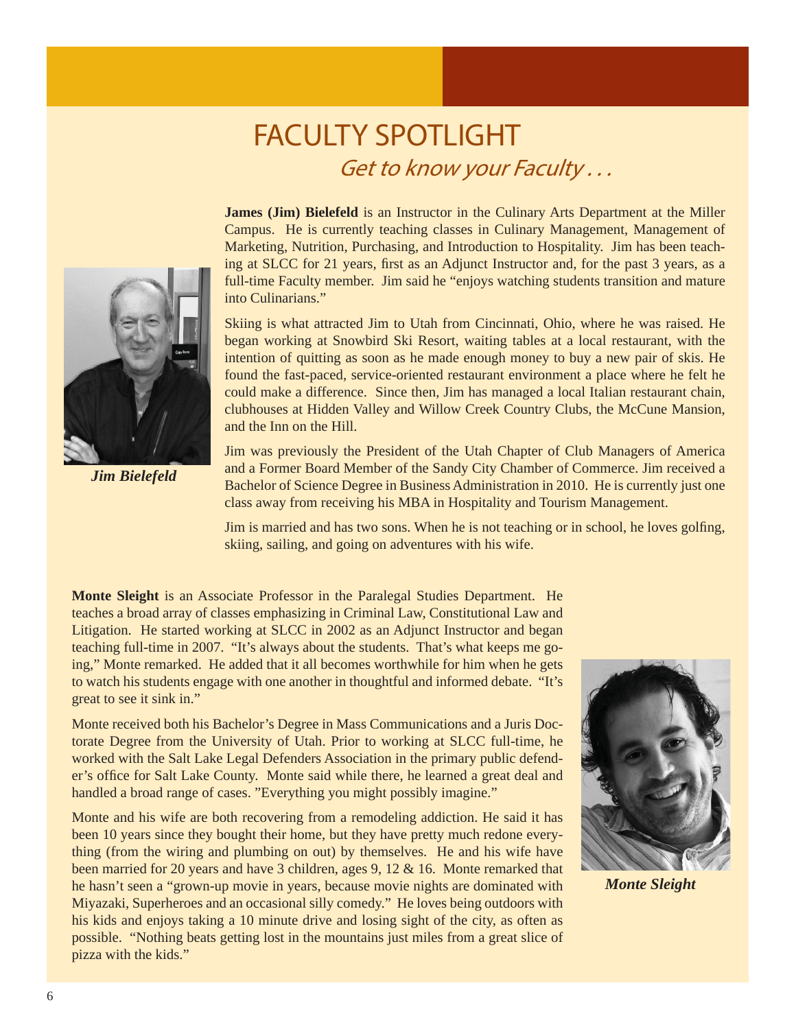# FACULTY SPOTLIGHT

## *Get to know your Faculty . . .*

**James (Jim) Bielefeld** is an Instructor in the Culinary Arts Department at the Miller Campus. He is currently teaching classes in Culinary Management, Management of Marketing, Nutrition, Purchasing, and Introduction to Hospitality. Jim has been teaching at SLCC for 21 years, first as an Adjunct Instructor and, for the past 3 years, as a full-time Faculty member. Jim said he "enjoys watching students transition and mature into Culinarians."

Skiing is what attracted Jim to Utah from Cincinnati, Ohio, where he was raised. He began working at Snowbird Ski Resort, waiting tables at a local restaurant, with the intention of quitting as soon as he made enough money to buy a new pair of skis. He found the fast-paced, service-oriented restaurant environment a place where he felt he could make a difference. Since then, Jim has managed a local Italian restaurant chain, clubhouses at Hidden Valley and Willow Creek Country Clubs, the McCune Mansion, and the Inn on the Hill.

Jim was previously the President of the Utah Chapter of Club Managers of America and a Former Board Member of the Sandy City Chamber of Commerce. Jim received a Bachelor of Science Degree in Business Administration in 2010. He is currently just one class away from receiving his MBA in Hospitality and Tourism Management.

Jim is married and has two sons. When he is not teaching or in school, he loves golfing, skiing, sailing, and going on adventures with his wife.

***Jim Bielefeld***

**Monte Sleight** is an Associate Professor in the Paralegal Studies Department. He teaches a broad array of classes emphasizing in Criminal Law, Constitutional Law and Litigation. He started working at SLCC in 2002 as an Adjunct Instructor and began teaching full-time in 2007. "It's always about the students. That's what keeps me going," Monte remarked. He added that it all becomes worthwhile for him when he gets to watch his students engage with one another in thoughtful and informed debate. "It's great to see it sink in."

Monte received both his Bachelor's Degree in Mass Communications and a Juris Doctorate Degree from the University of Utah. Prior to working at SLCC full-time, he worked with the Salt Lake Legal Defenders Association in the primary public defender's office for Salt Lake County. Monte said while there, he learned a great deal and handled a broad range of cases. "Everything you might possibly imagine."

Monte and his wife are both recovering from a remodeling addiction. He said it has been 10 years since they bought their home, but they have pretty much redone everything (from the wiring and plumbing on out) by themselves. He and his wife have been married for 20 years and have 3 children, ages 9, 12 & 16. Monte remarked that he hasn't seen a "grown-up movie in years, because movie nights are dominated with Miyazaki, Superheroes and an occasional silly comedy." He loves being outdoors with his kids and enjoys taking a 10 minute drive and losing sight of the city, as often as possible. "Nothing beats getting lost in the mountains just miles from a great slice of pizza with the kids."

***Monte Sleight***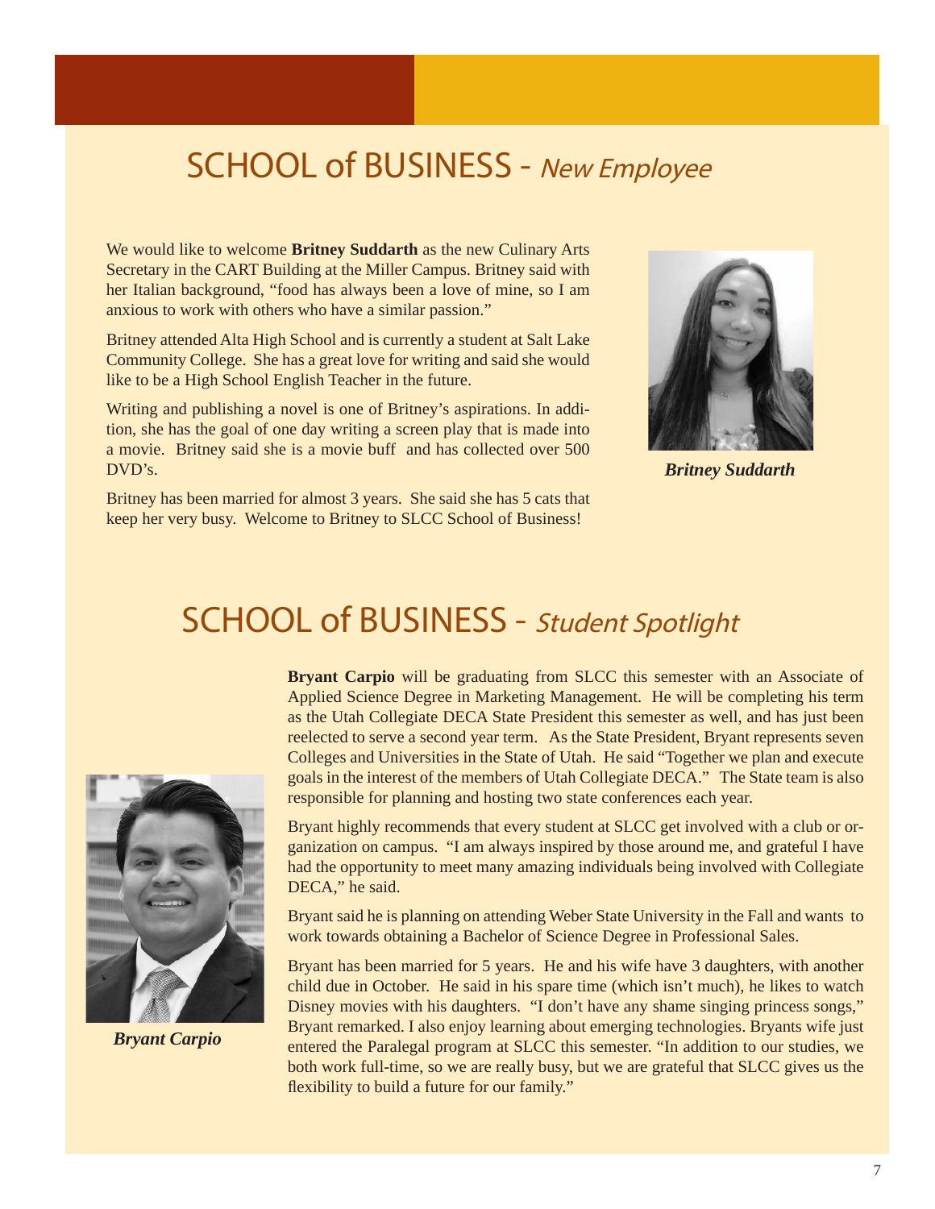# SCHOOL of BUSINESS - *New Employee*

We would like to welcome **Britney Suddarth** as the new Culinary Arts Secretary in the CART Building at the Miller Campus. Britney said with her Italian background, "food has always been a love of mine, so I am anxious to work with others who have a similar passion."

Britney attended Alta High School and is currently a student at Salt Lake Community College. She has a great love for writing and said she would like to be a High School English Teacher in the future.

Writing and publishing a novel is one of Britney's aspirations. In addition, she has the goal of one day writing a screen play that is made into a movie. Britney said she is a movie buff and has collected over 500 DVD's.

Britney has been married for almost 3 years. She said she has 5 cats that keep her very busy. Welcome to Britney to SLCC School of Business!

***Britney Suddarth***

# SCHOOL of BUSINESS - *Student Spotlight*

**Bryant Carpio** will be graduating from SLCC this semester with an Associate of Applied Science Degree in Marketing Management. He will be completing his term as the Utah Collegiate DECA State President this semester as well, and has just been reelected to serve a second year term. As the State President, Bryant represents seven Colleges and Universities in the State of Utah. He said "Together we plan and execute goals in the interest of the members of Utah Collegiate DECA." The State team is also responsible for planning and hosting two state conferences each year.

Bryant highly recommends that every student at SLCC get involved with a club or organization on campus. "I am always inspired by those around me, and grateful I have had the opportunity to meet many amazing individuals being involved with Collegiate DECA," he said.

Bryant said he is planning on attending Weber State University in the Fall and wants to work towards obtaining a Bachelor of Science Degree in Professional Sales.

Bryant has been married for 5 years. He and his wife have 3 daughters, with another child due in October. He said in his spare time (which isn't much), he likes to watch Disney movies with his daughters. "I don't have any shame singing princess songs," Bryant remarked. I also enjoy learning about emerging technologies. Bryants wife just entered the Paralegal program at SLCC this semester. "In addition to our studies, we both work full-time, so we are really busy, but we are grateful that SLCC gives us the flexibility to build a future for our family."

***Bryant Carpio***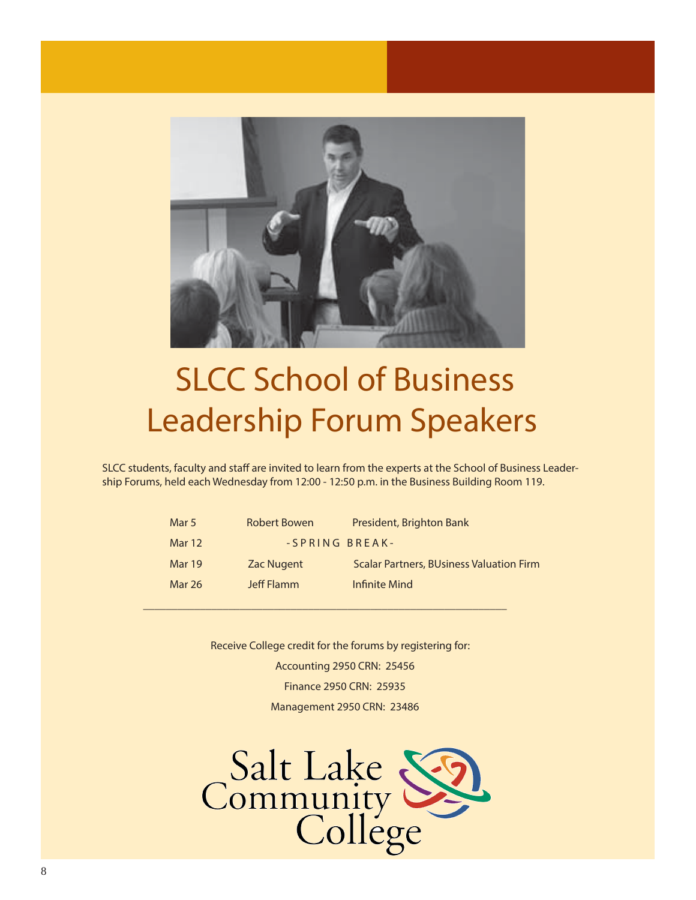# SLCC School of Business Leadership Forum Speakers

SLCC students, faculty and staff are invited to learn from the experts at the School of Business Leadership Forums, held each Wednesday from 12:00 - 12:50 p.m. in the Business Building Room 119.

| | | |
|---|---|---|
| Mar 5 | Robert Bowen | President, Brighton Bank |
| Mar 12 | - S P R I N G B R E A K - | |
| Mar 19 | Zac Nugent | Scalar Partners, BUsiness Valuation Firm |
| Mar 26 | Jeff Flamm | Infinite Mind |

---

Receive College credit for the forums by registering for:

Accounting 2950 CRN: 25456

Finance 2950 CRN: 25935

Management 2950 CRN: 23486

Salt Lake Community College